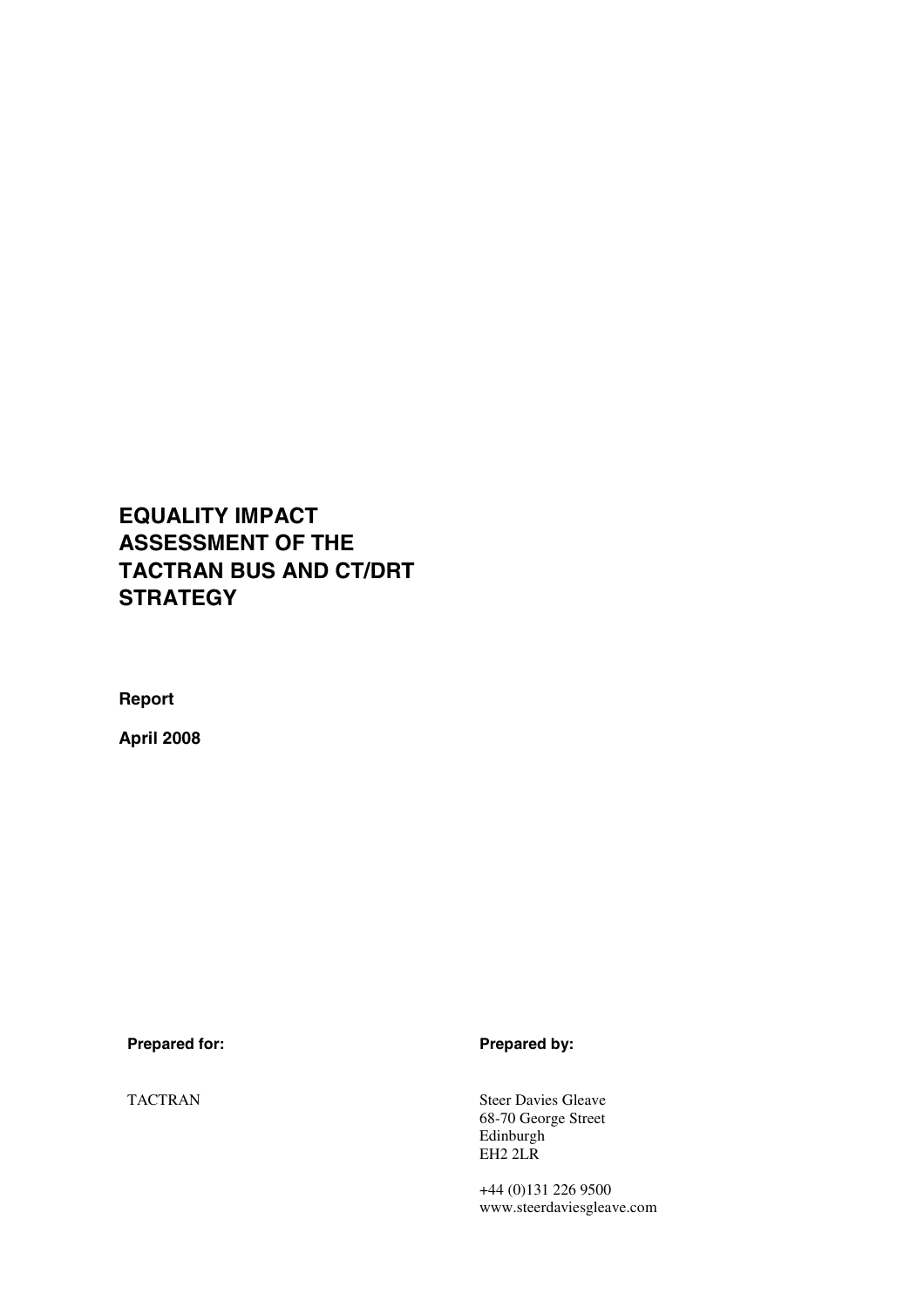# EQUALITY IMPACT ASSESSMENT OF THE TACTRAN BUS AND CT/DRT STRATEGY

**Report**

**April 2008**

**Prepared for:**

TACTRAN

**Prepared by:**

Steer Davies Gleave
68-70 George Street
Edinburgh
EH2 2LR

+44 (0)131 226 9500
www.steerdaviesgleave.com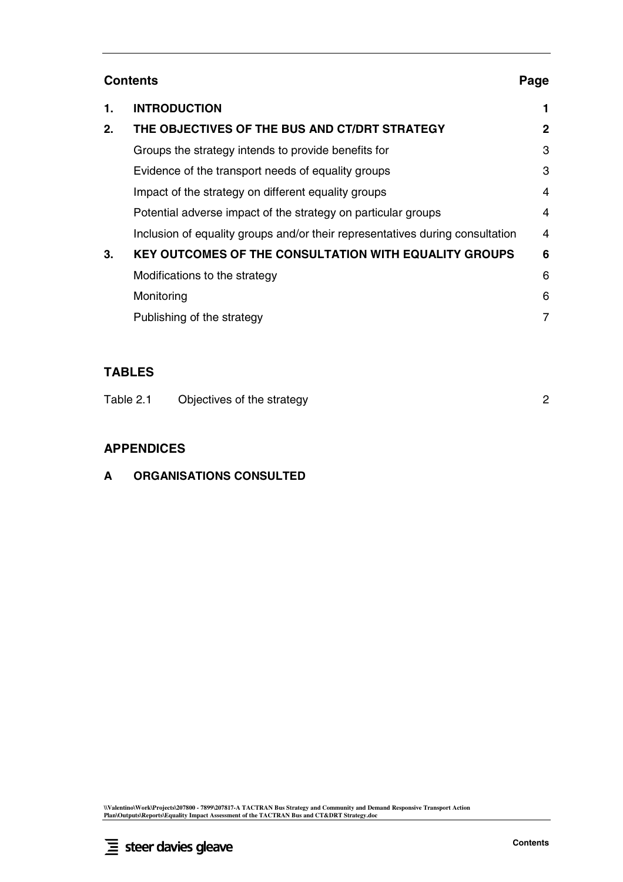| Contents | | Page |
|---|---|---|
| **1.** | **INTRODUCTION** | **1** |
| **2.** | **THE OBJECTIVES OF THE BUS AND CT/DRT STRATEGY** | **2** |
| | Groups the strategy intends to provide benefits for | 3 |
| | Evidence of the transport needs of equality groups | 3 |
| | Impact of the strategy on different equality groups | 4 |
| | Potential adverse impact of the strategy on particular groups | 4 |
| | Inclusion of equality groups and/or their representatives during consultation | 4 |
| **3.** | **KEY OUTCOMES OF THE CONSULTATION WITH EQUALITY GROUPS** | **6** |
| | Modifications to the strategy | 6 |
| | Monitoring | 6 |
| | Publishing of the strategy | 7 |

## TABLES

| | | |
|---|---|---|
| Table 2.1 | Objectives of the strategy | 2 |

## APPENDICES

**A ORGANISATIONS CONSULTED**

\\Valentino\Work\Projects\207800 - 7899\207817-A TACTRAN Bus Strategy and Community and Demand Responsive Transport Action Plan\Outputs\Reports\Equality Impact Assessment of the TACTRAN Bus and CT&DRT Strategy.doc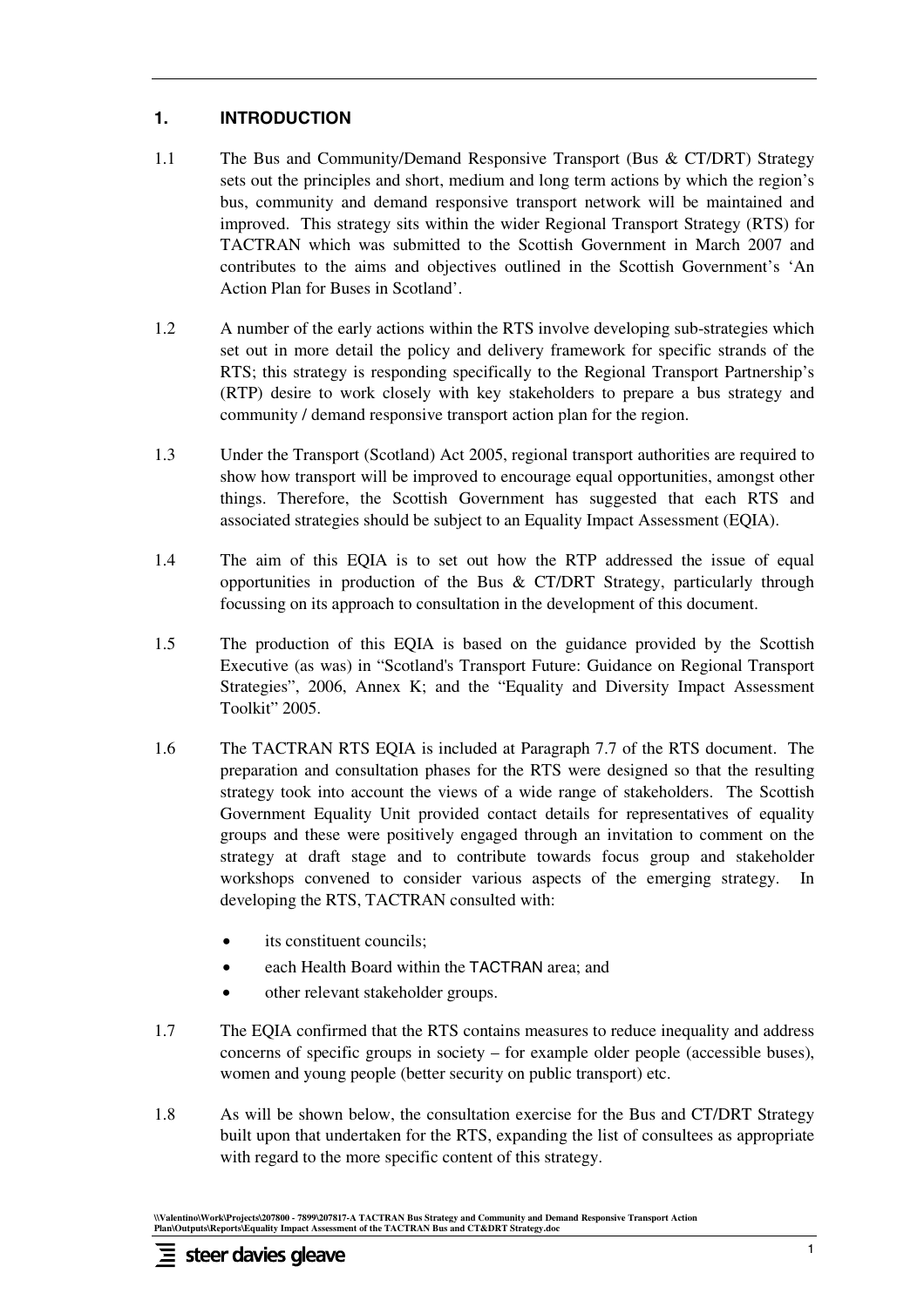## 1. INTRODUCTION

1.1 The Bus and Community/Demand Responsive Transport (Bus & CT/DRT) Strategy sets out the principles and short, medium and long term actions by which the region's bus, community and demand responsive transport network will be maintained and improved. This strategy sits within the wider Regional Transport Strategy (RTS) for TACTRAN which was submitted to the Scottish Government in March 2007 and contributes to the aims and objectives outlined in the Scottish Government's 'An Action Plan for Buses in Scotland'.

1.2 A number of the early actions within the RTS involve developing sub-strategies which set out in more detail the policy and delivery framework for specific strands of the RTS; this strategy is responding specifically to the Regional Transport Partnership's (RTP) desire to work closely with key stakeholders to prepare a bus strategy and community / demand responsive transport action plan for the region.

1.3 Under the Transport (Scotland) Act 2005, regional transport authorities are required to show how transport will be improved to encourage equal opportunities, amongst other things. Therefore, the Scottish Government has suggested that each RTS and associated strategies should be subject to an Equality Impact Assessment (EQIA).

1.4 The aim of this EQIA is to set out how the RTP addressed the issue of equal opportunities in production of the Bus & CT/DRT Strategy, particularly through focussing on its approach to consultation in the development of this document.

1.5 The production of this EQIA is based on the guidance provided by the Scottish Executive (as was) in "Scotland's Transport Future: Guidance on Regional Transport Strategies", 2006, Annex K; and the "Equality and Diversity Impact Assessment Toolkit" 2005.

1.6 The TACTRAN RTS EQIA is included at Paragraph 7.7 of the RTS document. The preparation and consultation phases for the RTS were designed so that the resulting strategy took into account the views of a wide range of stakeholders. The Scottish Government Equality Unit provided contact details for representatives of equality groups and these were positively engaged through an invitation to comment on the strategy at draft stage and to contribute towards focus group and stakeholder workshops convened to consider various aspects of the emerging strategy. In developing the RTS, TACTRAN consulted with:

- its constituent councils;
- each Health Board within the TACTRAN area; and
- other relevant stakeholder groups.

1.7 The EQIA confirmed that the RTS contains measures to reduce inequality and address concerns of specific groups in society – for example older people (accessible buses), women and young people (better security on public transport) etc.

1.8 As will be shown below, the consultation exercise for the Bus and CT/DRT Strategy built upon that undertaken for the RTS, expanding the list of consultees as appropriate with regard to the more specific content of this strategy.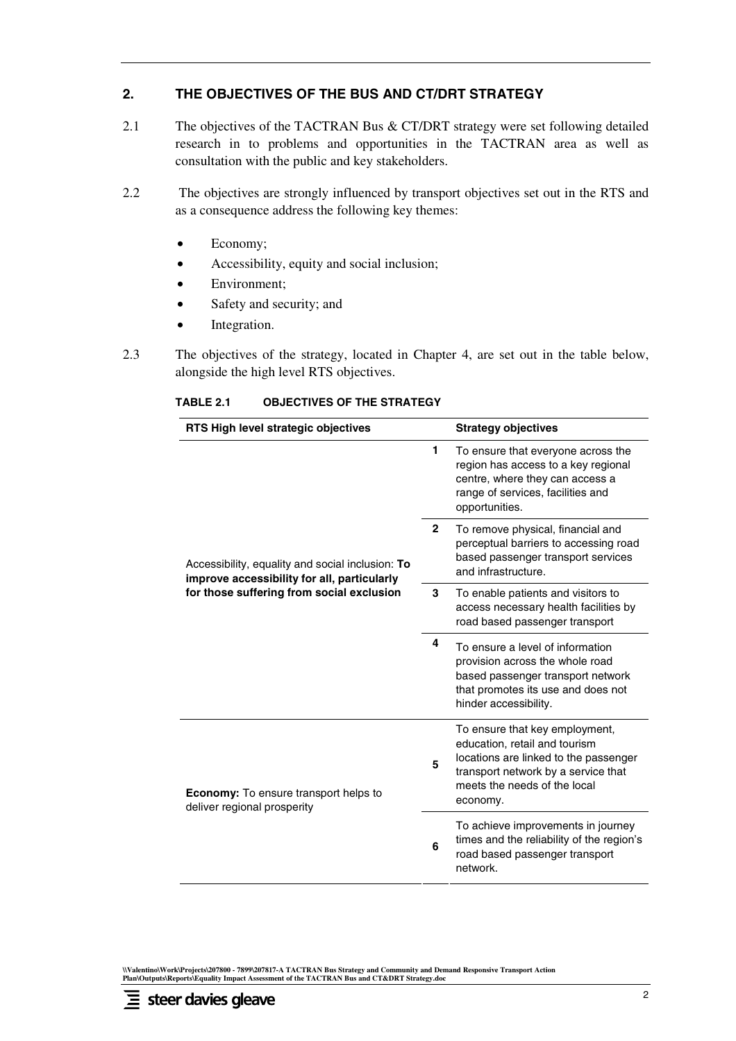## 2. THE OBJECTIVES OF THE BUS AND CT/DRT STRATEGY

2.1 The objectives of the TACTRAN Bus & CT/DRT strategy were set following detailed research in to problems and opportunities in the TACTRAN area as well as consultation with the public and key stakeholders.

2.2 The objectives are strongly influenced by transport objectives set out in the RTS and as a consequence address the following key themes:

- Economy;
- Accessibility, equity and social inclusion;
- Environment;
- Safety and security; and
- Integration.

2.3 The objectives of the strategy, located in Chapter 4, are set out in the table below, alongside the high level RTS objectives.

**TABLE 2.1 OBJECTIVES OF THE STRATEGY**

| RTS High level strategic objectives | | Strategy objectives |
|---|---|---|
| Accessibility, equality and social inclusion: **To improve accessibility for all, particularly for those suffering from social exclusion** | 1 | To ensure that everyone across the region has access to a key regional centre, where they can access a range of services, facilities and opportunities. |
| | 2 | To remove physical, financial and perceptual barriers to accessing road based passenger transport services and infrastructure. |
| | 3 | To enable patients and visitors to access necessary health facilities by road based passenger transport |
| | 4 | To ensure a level of information provision across the whole road based passenger transport network that promotes its use and does not hinder accessibility. |
| **Economy:** To ensure transport helps to deliver regional prosperity | 5 | To ensure that key employment, education, retail and tourism locations are linked to the passenger transport network by a service that meets the needs of the local economy. |
| | 6 | To achieve improvements in journey times and the reliability of the region's road based passenger transport network. |

\\Valentino\Work\Projects\207800 - 7899\207817-A TACTRAN Bus Strategy and Community and Demand Responsive Transport Action Plan\Outputs\Reports\Equality Impact Assessment of the TACTRAN Bus and CT&DRT Strategy.doc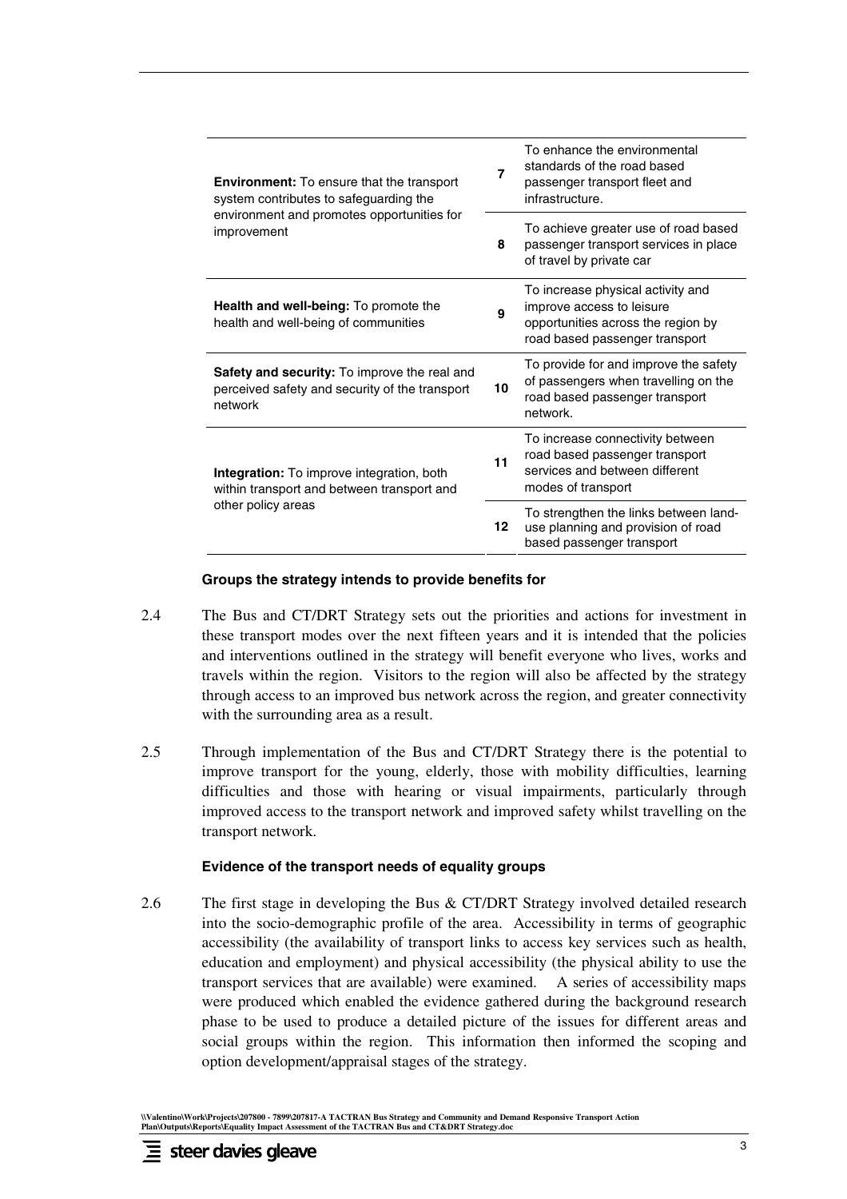| | | |
|---|---|---|
| **Environment:** To ensure that the transport system contributes to safeguarding the environment and promotes opportunities for improvement | **7** | To enhance the environmental standards of the road based passenger transport fleet and infrastructure. |
| | **8** | To achieve greater use of road based passenger transport services in place of travel by private car |
| **Health and well-being:** To promote the health and well-being of communities | **9** | To increase physical activity and improve access to leisure opportunities across the region by road based passenger transport |
| **Safety and security:** To improve the real and perceived safety and security of the transport network | **10** | To provide for and improve the safety of passengers when travelling on the road based passenger transport network. |
| **Integration:** To improve integration, both within transport and between transport and other policy areas | **11** | To increase connectivity between road based passenger transport services and between different modes of transport |
| | **12** | To strengthen the links between land-use planning and provision of road based passenger transport |

**Groups the strategy intends to provide benefits for**

2.4 The Bus and CT/DRT Strategy sets out the priorities and actions for investment in these transport modes over the next fifteen years and it is intended that the policies and interventions outlined in the strategy will benefit everyone who lives, works and travels within the region. Visitors to the region will also be affected by the strategy through access to an improved bus network across the region, and greater connectivity with the surrounding area as a result.

2.5 Through implementation of the Bus and CT/DRT Strategy there is the potential to improve transport for the young, elderly, those with mobility difficulties, learning difficulties and those with hearing or visual impairments, particularly through improved access to the transport network and improved safety whilst travelling on the transport network.

**Evidence of the transport needs of equality groups**

2.6 The first stage in developing the Bus & CT/DRT Strategy involved detailed research into the socio-demographic profile of the area. Accessibility in terms of geographic accessibility (the availability of transport links to access key services such as health, education and employment) and physical accessibility (the physical ability to use the transport services that are available) were examined. A series of accessibility maps were produced which enabled the evidence gathered during the background research phase to be used to produce a detailed picture of the issues for different areas and social groups within the region. This information then informed the scoping and option development/appraisal stages of the strategy.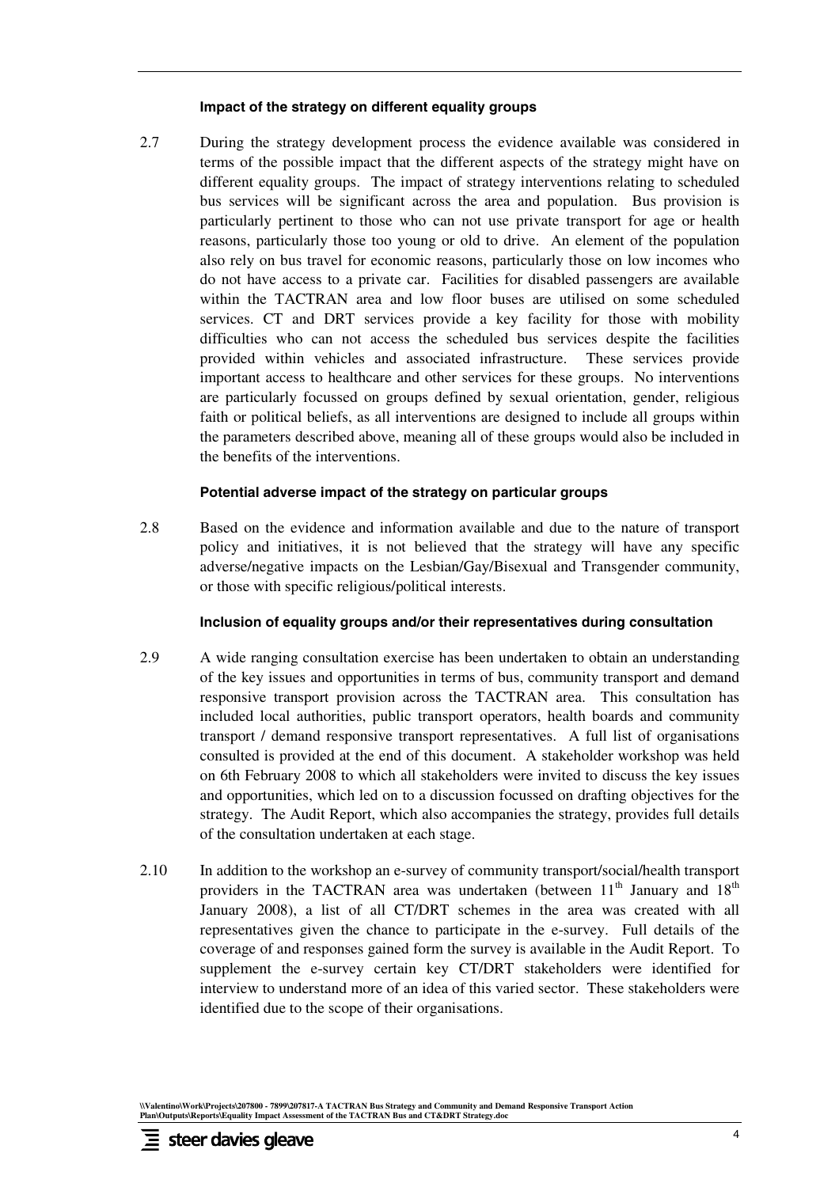**Impact of the strategy on different equality groups**

2.7 During the strategy development process the evidence available was considered in terms of the possible impact that the different aspects of the strategy might have on different equality groups. The impact of strategy interventions relating to scheduled bus services will be significant across the area and population. Bus provision is particularly pertinent to those who can not use private transport for age or health reasons, particularly those too young or old to drive. An element of the population also rely on bus travel for economic reasons, particularly those on low incomes who do not have access to a private car. Facilities for disabled passengers are available within the TACTRAN area and low floor buses are utilised on some scheduled services. CT and DRT services provide a key facility for those with mobility difficulties who can not access the scheduled bus services despite the facilities provided within vehicles and associated infrastructure. These services provide important access to healthcare and other services for these groups. No interventions are particularly focussed on groups defined by sexual orientation, gender, religious faith or political beliefs, as all interventions are designed to include all groups within the parameters described above, meaning all of these groups would also be included in the benefits of the interventions.

**Potential adverse impact of the strategy on particular groups**

2.8 Based on the evidence and information available and due to the nature of transport policy and initiatives, it is not believed that the strategy will have any specific adverse/negative impacts on the Lesbian/Gay/Bisexual and Transgender community, or those with specific religious/political interests.

**Inclusion of equality groups and/or their representatives during consultation**

2.9 A wide ranging consultation exercise has been undertaken to obtain an understanding of the key issues and opportunities in terms of bus, community transport and demand responsive transport provision across the TACTRAN area. This consultation has included local authorities, public transport operators, health boards and community transport / demand responsive transport representatives. A full list of organisations consulted is provided at the end of this document. A stakeholder workshop was held on 6th February 2008 to which all stakeholders were invited to discuss the key issues and opportunities, which led on to a discussion focussed on drafting objectives for the strategy. The Audit Report, which also accompanies the strategy, provides full details of the consultation undertaken at each stage.

2.10 In addition to the workshop an e-survey of community transport/social/health transport providers in the TACTRAN area was undertaken (between 11th January and 18th January 2008), a list of all CT/DRT schemes in the area was created with all representatives given the chance to participate in the e-survey. Full details of the coverage of and responses gained form the survey is available in the Audit Report. To supplement the e-survey certain key CT/DRT stakeholders were identified for interview to understand more of an idea of this varied sector. These stakeholders were identified due to the scope of their organisations.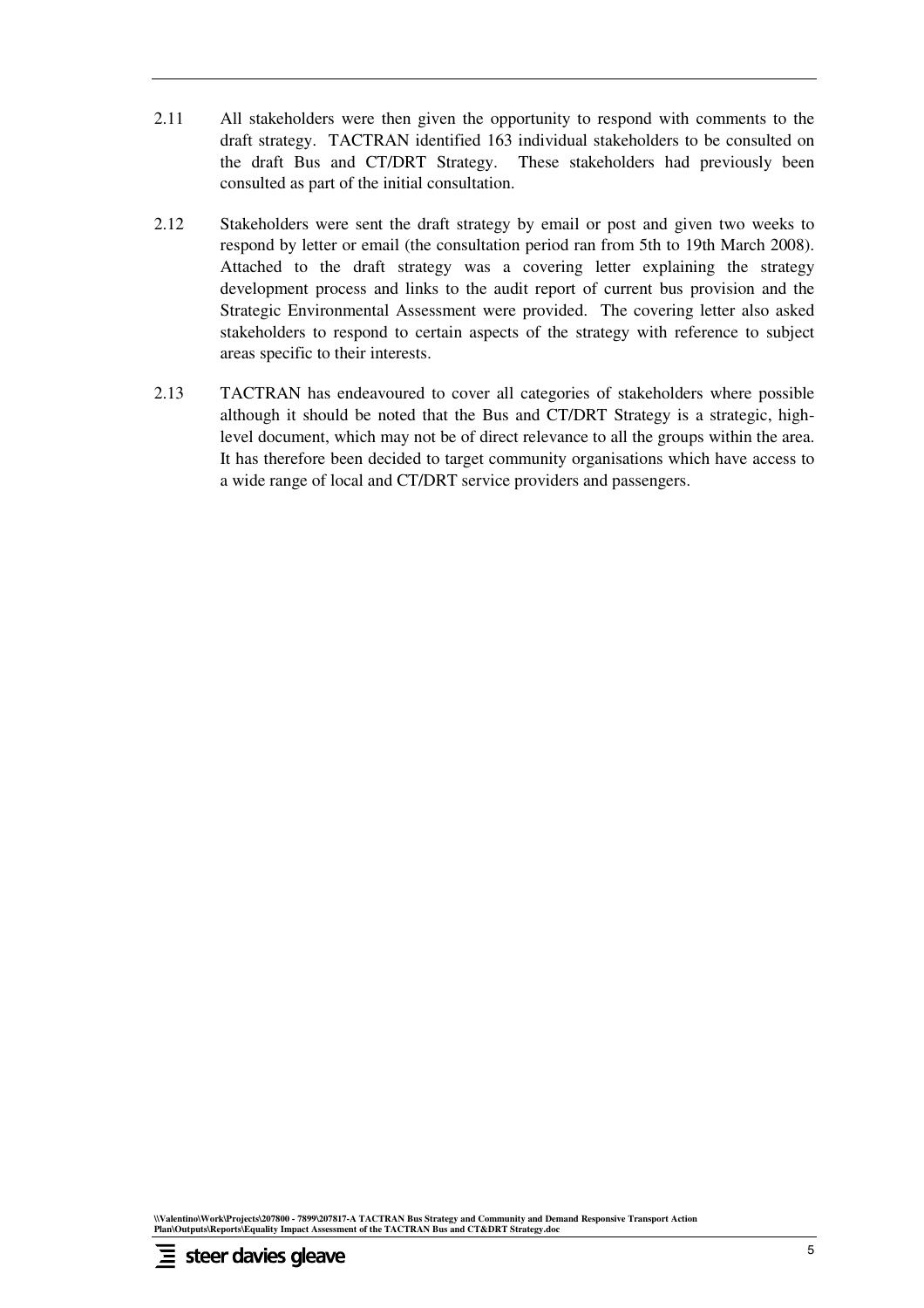2.11 All stakeholders were then given the opportunity to respond with comments to the draft strategy. TACTRAN identified 163 individual stakeholders to be consulted on the draft Bus and CT/DRT Strategy. These stakeholders had previously been consulted as part of the initial consultation.

2.12 Stakeholders were sent the draft strategy by email or post and given two weeks to respond by letter or email (the consultation period ran from 5th to 19th March 2008). Attached to the draft strategy was a covering letter explaining the strategy development process and links to the audit report of current bus provision and the Strategic Environmental Assessment were provided. The covering letter also asked stakeholders to respond to certain aspects of the strategy with reference to subject areas specific to their interests.

2.13 TACTRAN has endeavoured to cover all categories of stakeholders where possible although it should be noted that the Bus and CT/DRT Strategy is a strategic, high-level document, which may not be of direct relevance to all the groups within the area. It has therefore been decided to target community organisations which have access to a wide range of local and CT/DRT service providers and passengers.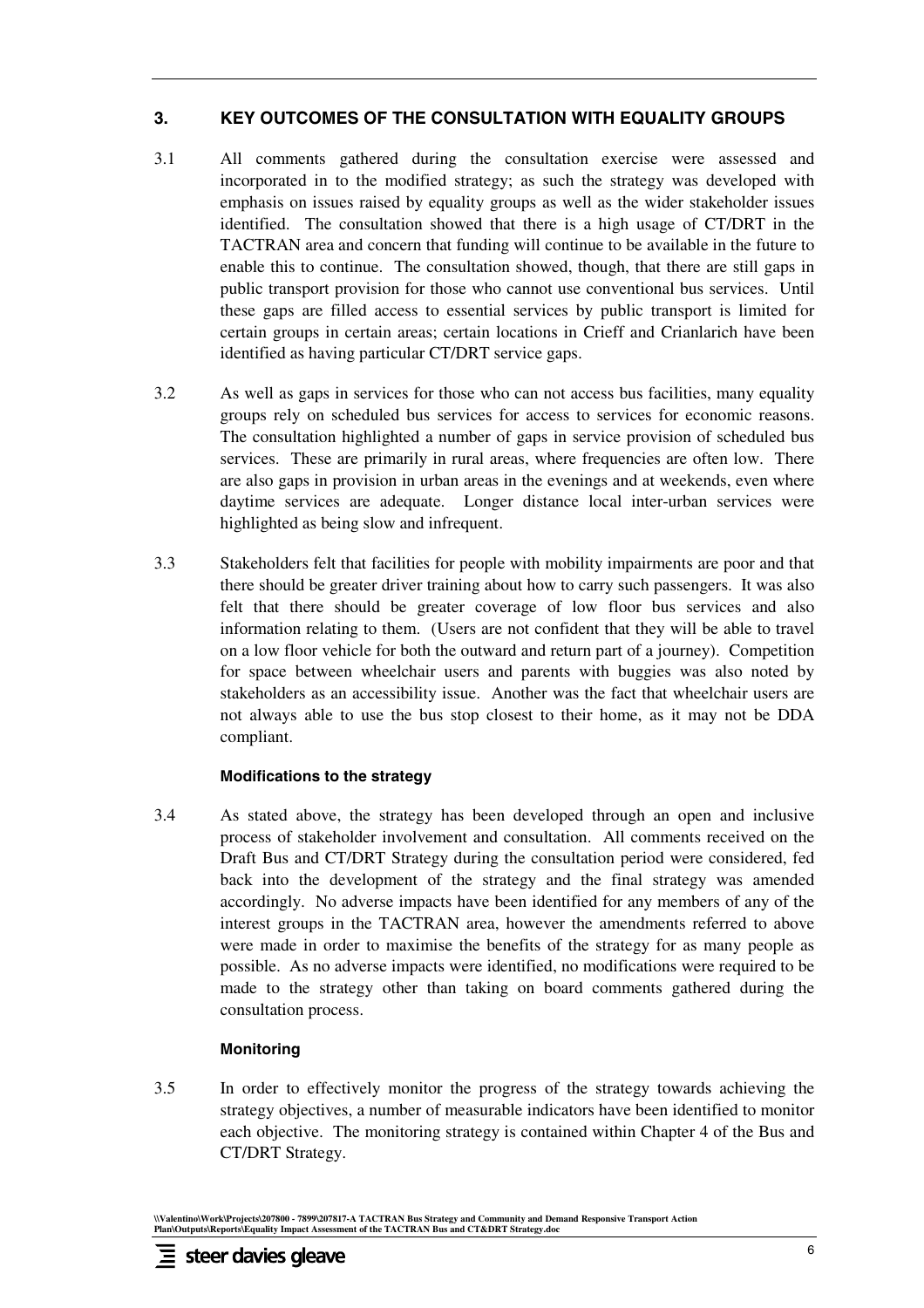## 3. KEY OUTCOMES OF THE CONSULTATION WITH EQUALITY GROUPS

3.1 All comments gathered during the consultation exercise were assessed and incorporated in to the modified strategy; as such the strategy was developed with emphasis on issues raised by equality groups as well as the wider stakeholder issues identified. The consultation showed that there is a high usage of CT/DRT in the TACTRAN area and concern that funding will continue to be available in the future to enable this to continue. The consultation showed, though, that there are still gaps in public transport provision for those who cannot use conventional bus services. Until these gaps are filled access to essential services by public transport is limited for certain groups in certain areas; certain locations in Crieff and Crianlarich have been identified as having particular CT/DRT service gaps.

3.2 As well as gaps in services for those who can not access bus facilities, many equality groups rely on scheduled bus services for access to services for economic reasons. The consultation highlighted a number of gaps in service provision of scheduled bus services. These are primarily in rural areas, where frequencies are often low. There are also gaps in provision in urban areas in the evenings and at weekends, even where daytime services are adequate. Longer distance local inter-urban services were highlighted as being slow and infrequent.

3.3 Stakeholders felt that facilities for people with mobility impairments are poor and that there should be greater driver training about how to carry such passengers. It was also felt that there should be greater coverage of low floor bus services and also information relating to them. (Users are not confident that they will be able to travel on a low floor vehicle for both the outward and return part of a journey). Competition for space between wheelchair users and parents with buggies was also noted by stakeholders as an accessibility issue. Another was the fact that wheelchair users are not always able to use the bus stop closest to their home, as it may not be DDA compliant.

### Modifications to the strategy

3.4 As stated above, the strategy has been developed through an open and inclusive process of stakeholder involvement and consultation. All comments received on the Draft Bus and CT/DRT Strategy during the consultation period were considered, fed back into the development of the strategy and the final strategy was amended accordingly. No adverse impacts have been identified for any members of any of the interest groups in the TACTRAN area, however the amendments referred to above were made in order to maximise the benefits of the strategy for as many people as possible. As no adverse impacts were identified, no modifications were required to be made to the strategy other than taking on board comments gathered during the consultation process.

### Monitoring

3.5 In order to effectively monitor the progress of the strategy towards achieving the strategy objectives, a number of measurable indicators have been identified to monitor each objective. The monitoring strategy is contained within Chapter 4 of the Bus and CT/DRT Strategy.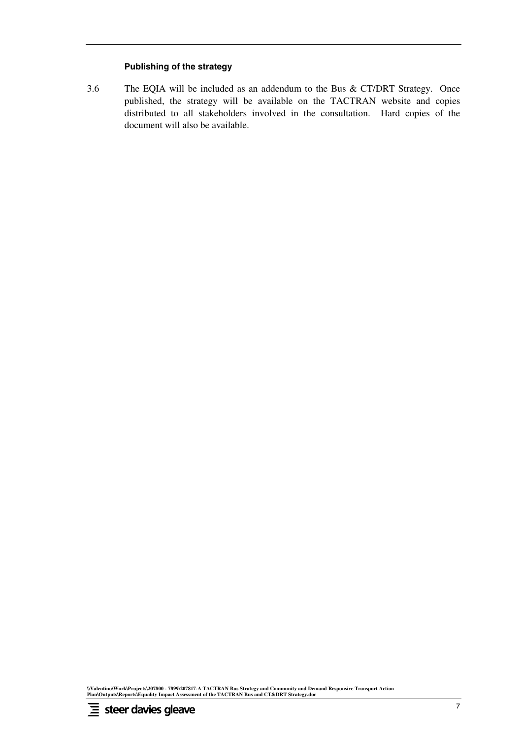### Publishing of the strategy

3.6 The EQIA will be included as an addendum to the Bus & CT/DRT Strategy. Once published, the strategy will be available on the TACTRAN website and copies distributed to all stakeholders involved in the consultation. Hard copies of the document will also be available.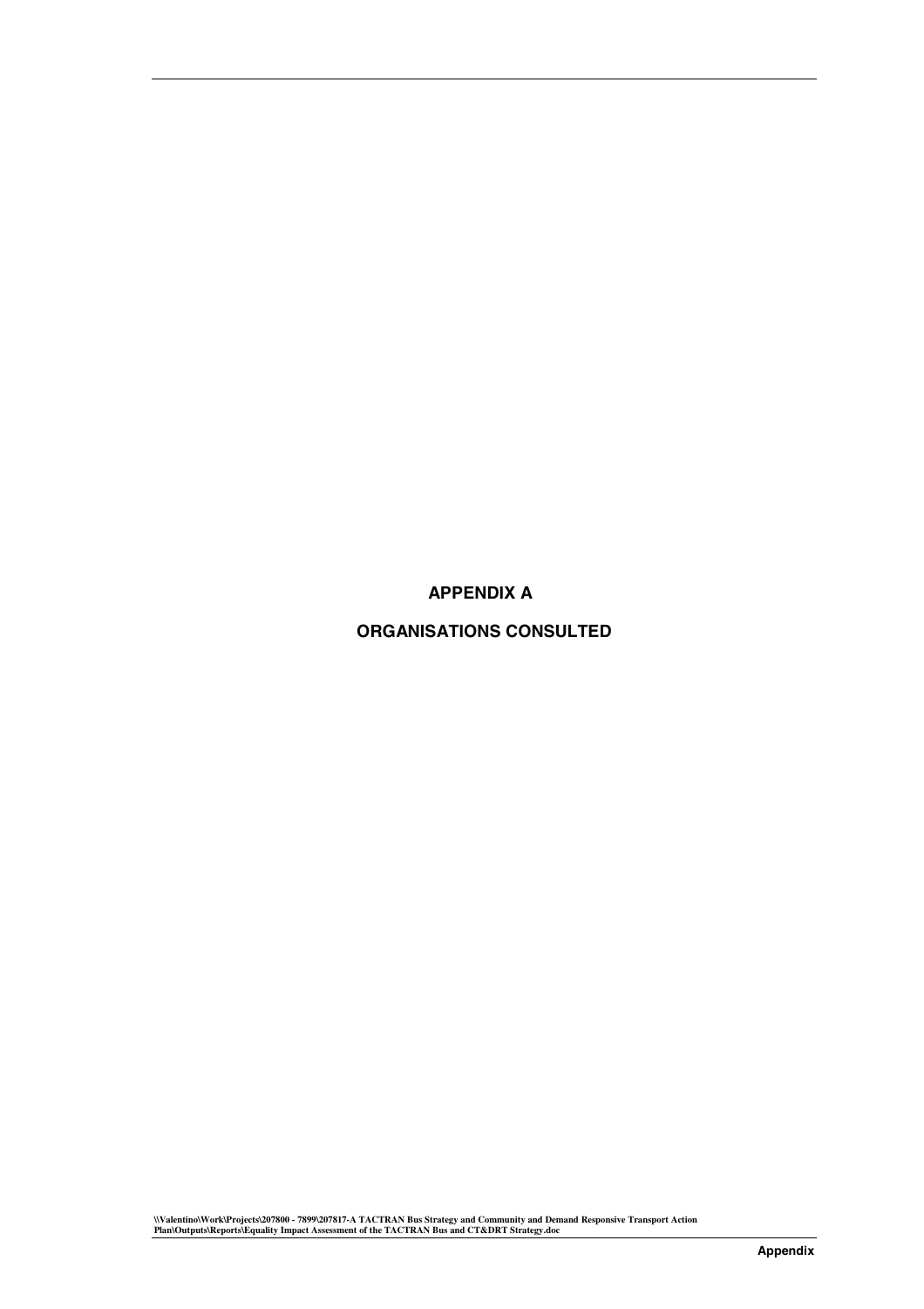# APPENDIX A

# ORGANISATIONS CONSULTED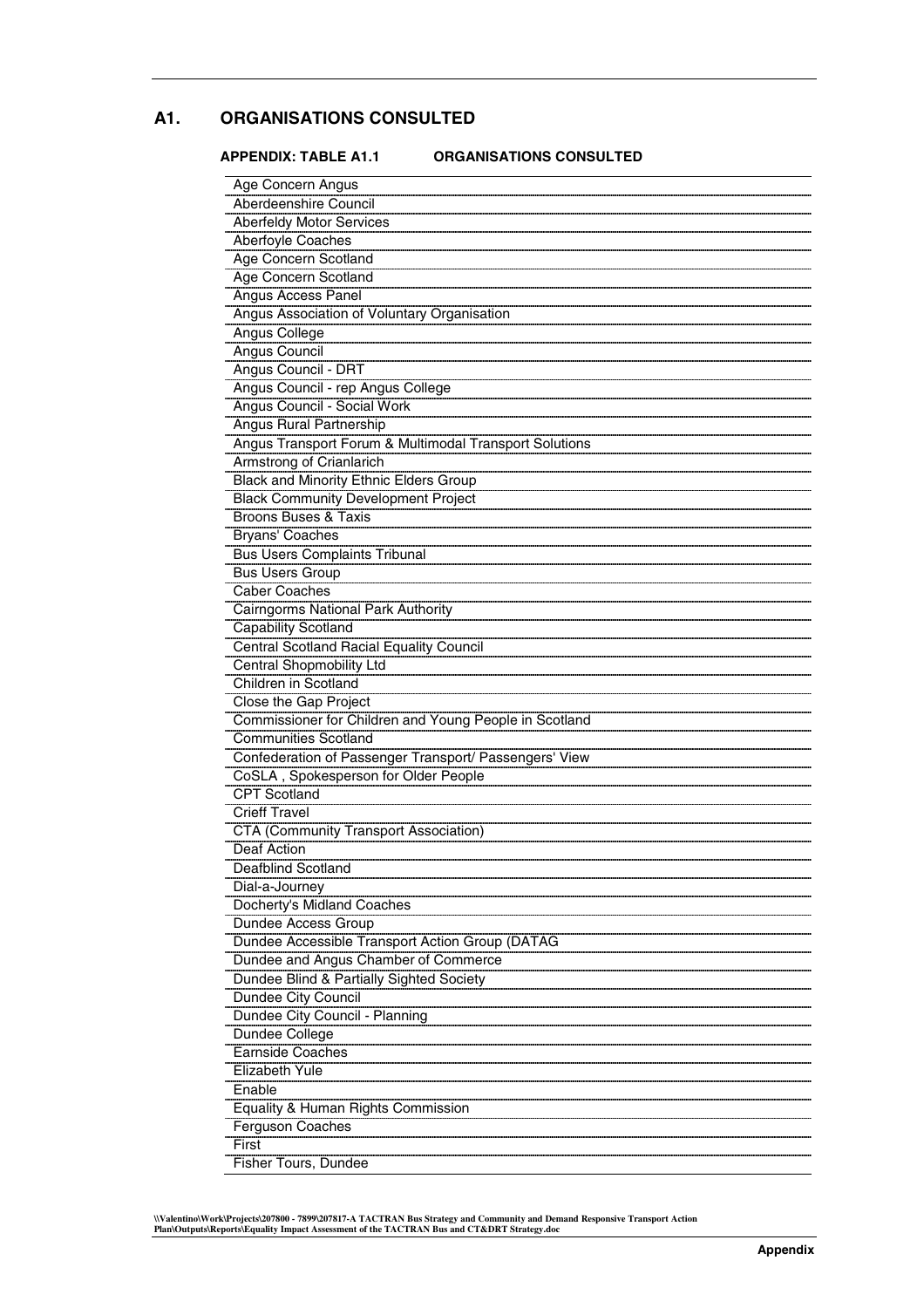## A1. ORGANISATIONS CONSULTED

**APPENDIX: TABLE A1.1 ORGANISATIONS CONSULTED**

| |
|---|
| Age Concern Angus |
| Aberdeenshire Council |
| Aberfeldy Motor Services |
| Aberfoyle Coaches |
| Age Concern Scotland |
| Age Concern Scotland |
| Angus Access Panel |
| Angus Association of Voluntary Organisation |
| Angus College |
| Angus Council |
| Angus Council - DRT |
| Angus Council - rep Angus College |
| Angus Council - Social Work |
| Angus Rural Partnership |
| Angus Transport Forum & Multimodal Transport Solutions |
| Armstrong of Crianlarich |
| Black and Minority Ethnic Elders Group |
| Black Community Development Project |
| Broons Buses & Taxis |
| Bryans' Coaches |
| Bus Users Complaints Tribunal |
| Bus Users Group |
| Caber Coaches |
| Cairngorms National Park Authority |
| Capability Scotland |
| Central Scotland Racial Equality Council |
| Central Shopmobility Ltd |
| Children in Scotland |
| Close the Gap Project |
| Commissioner for Children and Young People in Scotland |
| Communities Scotland |
| Confederation of Passenger Transport/ Passengers' View |
| CoSLA , Spokesperson for Older People |
| CPT Scotland |
| Crieff Travel |
| CTA (Community Transport Association) |
| Deaf Action |
| Deafblind Scotland |
| Dial-a-Journey |
| Docherty's Midland Coaches |
| Dundee Access Group |
| Dundee Accessible Transport Action Group (DATAG |
| Dundee and Angus Chamber of Commerce |
| Dundee Blind & Partially Sighted Society |
| Dundee City Council |
| Dundee City Council - Planning |
| Dundee College |
| Earnside Coaches |
| Elizabeth Yule |
| Enable |
| Equality & Human Rights Commission |
| Ferguson Coaches |
| First |
| Fisher Tours, Dundee |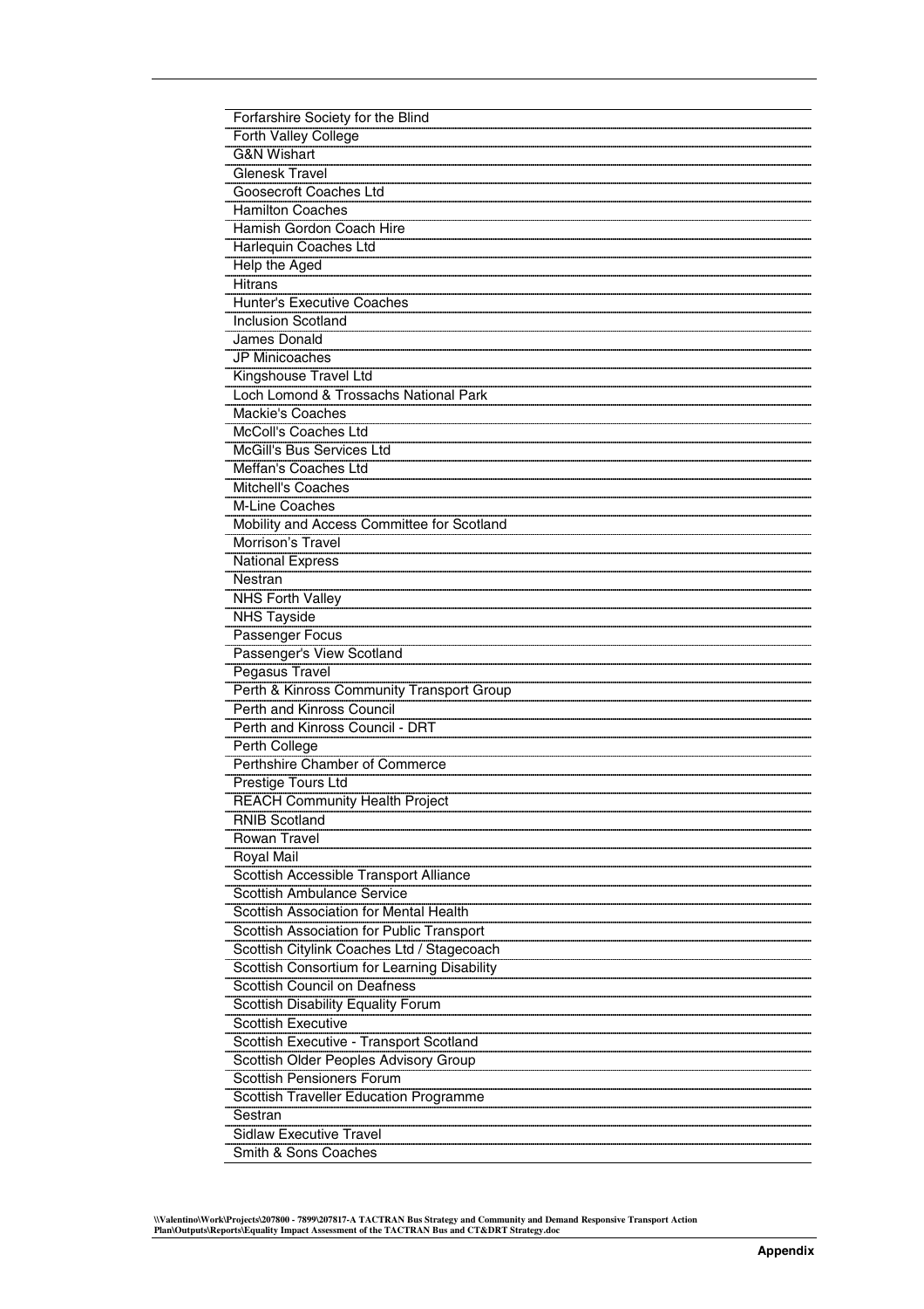| |
|---|
| Forfarshire Society for the Blind |
| Forth Valley College |
| G&N Wishart |
| Glenesk Travel |
| Goosecroft Coaches Ltd |
| Hamilton Coaches |
| Hamish Gordon Coach Hire |
| Harlequin Coaches Ltd |
| Help the Aged |
| Hitrans |
| Hunter's Executive Coaches |
| Inclusion Scotland |
| James Donald |
| JP Minicoaches |
| Kingshouse Travel Ltd |
| Loch Lomond & Trossachs National Park |
| Mackie's Coaches |
| McColl's Coaches Ltd |
| McGill's Bus Services Ltd |
| Meffan's Coaches Ltd |
| Mitchell's Coaches |
| M-Line Coaches |
| Mobility and Access Committee for Scotland |
| Morrison's Travel |
| National Express |
| Nestran |
| NHS Forth Valley |
| NHS Tayside |
| Passenger Focus |
| Passenger's View Scotland |
| Pegasus Travel |
| Perth & Kinross Community Transport Group |
| Perth and Kinross Council |
| Perth and Kinross Council - DRT |
| Perth College |
| Perthshire Chamber of Commerce |
| Prestige Tours Ltd |
| REACH Community Health Project |
| RNIB Scotland |
| Rowan Travel |
| Royal Mail |
| Scottish Accessible Transport Alliance |
| Scottish Ambulance Service |
| Scottish Association for Mental Health |
| Scottish Association for Public Transport |
| Scottish Citylink Coaches Ltd / Stagecoach |
| Scottish Consortium for Learning Disability |
| Scottish Council on Deafness |
| Scottish Disability Equality Forum |
| Scottish Executive |
| Scottish Executive - Transport Scotland |
| Scottish Older Peoples Advisory Group |
| Scottish Pensioners Forum |
| Scottish Traveller Education Programme |
| Sestran |
| Sidlaw Executive Travel |
| Smith & Sons Coaches |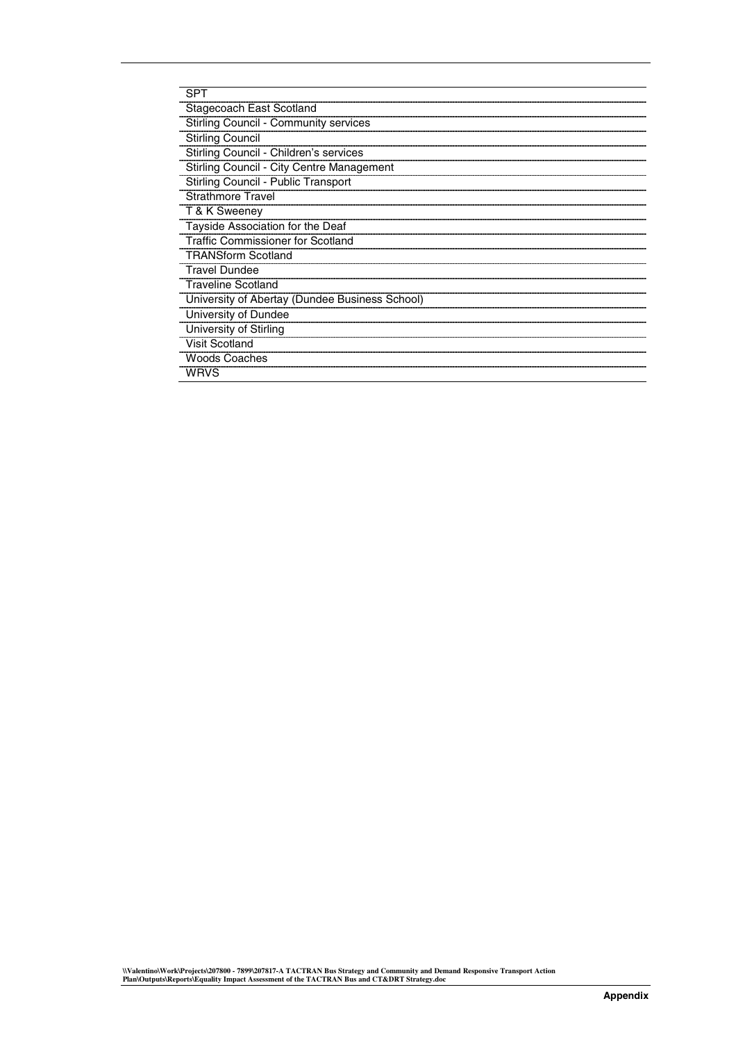| SPT |
| --- |
| Stagecoach East Scotland |
| Stirling Council - Community services |
| Stirling Council |
| Stirling Council - Children's services |
| Stirling Council - City Centre Management |
| Stirling Council - Public Transport |
| Strathmore Travel |
| T & K Sweeney |
| Tayside Association for the Deaf |
| Traffic Commissioner for Scotland |
| TRANSform Scotland |
| Travel Dundee |
| Traveline Scotland |
| University of Abertay (Dundee Business School) |
| University of Dundee |
| University of Stirling |
| Visit Scotland |
| Woods Coaches |
| WRVS |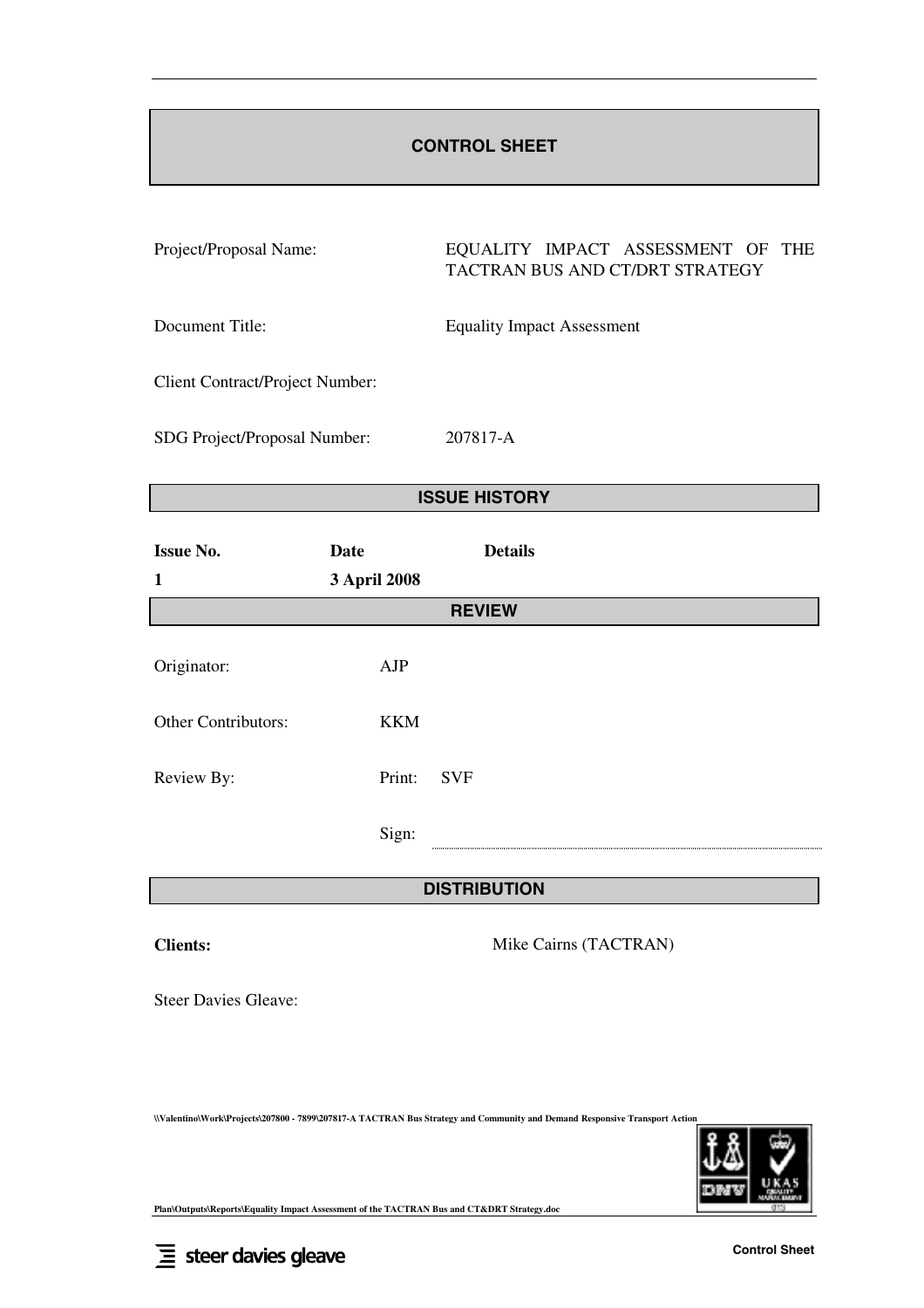## CONTROL SHEET

| | |
|---|---|
| Project/Proposal Name: | EQUALITY IMPACT ASSESSMENT OF THE TACTRAN BUS AND CT/DRT STRATEGY |
| Document Title: | Equality Impact Assessment |
| Client Contract/Project Number: | |
| SDG Project/Proposal Number: | 207817-A |

### ISSUE HISTORY

| Issue No. | Date | Details |
|---|---|---|
| 1 | 3 April 2008 | |

### REVIEW

| | | |
|---|---|---|
| Originator: | AJP | |
| Other Contributors: | KKM | |
| Review By: | Print: | SVF |
| | Sign: | |

### DISTRIBUTION

**Clients:** Mike Cairns (TACTRAN)

Steer Davies Gleave:

\\Valentino\Work\Projects\207800 - 7899\207817-A TACTRAN Bus Strategy and Community and Demand Responsive Transport Action Plan\Outputs\Reports\Equality Impact Assessment of the TACTRAN Bus and CT&DRT Strategy.doc